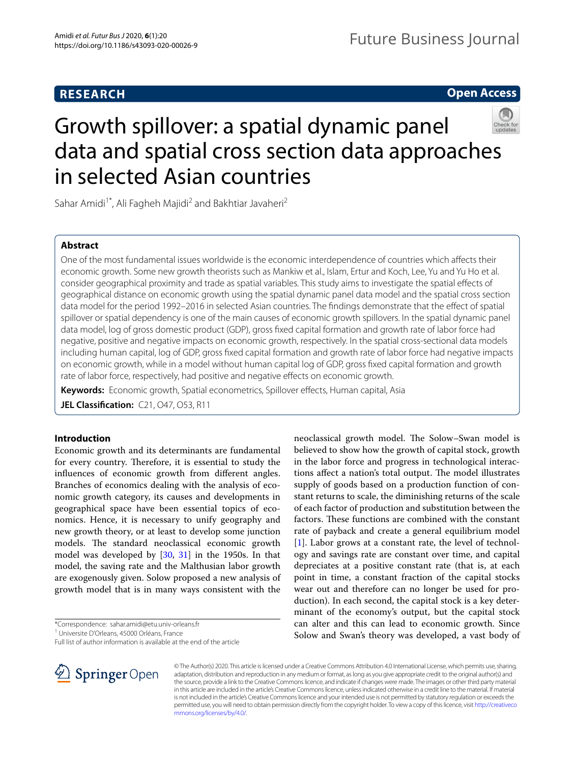**RESEARCH**

**Open Access**

# Growth spillover: a spatial dynamic panel data and spatial cross section data approaches in selected Asian countries

Sahar Amidi[1*], Ali Fagheh Majidi[2] and Bakhtiar Javaheri[2]

## Abstract

One of the most fundamental issues worldwide is the economic interdependence of countries which affects their economic growth. Some new growth theorists such as Mankiw et al., Islam, Ertur and Koch, Lee, Yu and Yu Ho et al. consider geographical proximity and trade as spatial variables. This study aims to investigate the spatial effects of geographical distance on economic growth using the spatial dynamic panel data model and the spatial cross section data model for the period 1992–2016 in selected Asian countries. The findings demonstrate that the effect of spatial spillover or spatial dependency is one of the main causes of economic growth spillovers. In the spatial dynamic panel data model, log of gross domestic product (GDP), gross fixed capital formation and growth rate of labor force had negative, positive and negative impacts on economic growth, respectively. In the spatial cross-sectional data models including human capital, log of GDP, gross fixed capital formation and growth rate of labor force had negative impacts on economic growth, while in a model without human capital log of GDP, gross fixed capital formation and growth rate of labor force, respectively, had positive and negative effects on economic growth.

**Keywords:** Economic growth, Spatial econometrics, Spillover effects, Human capital, Asia

**JEL Classification:** C21, O47, O53, R11

## Introduction

Economic growth and its determinants are fundamental for every country. Therefore, it is essential to study the influences of economic growth from different angles. Branches of economics dealing with the analysis of economic growth category, its causes and developments in geographical space have been essential topics of economics. Hence, it is necessary to unify geography and new growth theory, or at least to develop some junction models. The standard neoclassical economic growth model was developed by [30, 31] in the 1950s. In that model, the saving rate and the Malthusian labor growth are exogenously given. Solow proposed a new analysis of growth model that is in many ways consistent with the neoclassical growth model. The Solow–Swan model is believed to show how the growth of capital stock, growth in the labor force and progress in technological interactions affect a nation's total output. The model illustrates supply of goods based on a production function of constant returns to scale, the diminishing returns of the scale of each factor of production and substitution between the factors. These functions are combined with the constant rate of payback and create a general equilibrium model [1]. Labor grows at a constant rate, the level of technology and savings rate are constant over time, and capital depreciates at a positive constant rate (that is, at each point in time, a constant fraction of the capital stocks wear out and therefore can no longer be used for production). In each second, the capital stock is a key determinant of the economy's output, but the capital stock can alter and this can lead to economic growth. Since Solow and Swan's theory was developed, a vast body of

*Correspondence: sahar.amidi@etu.univ-orleans.fr
[1] Universite D'Orleans, 45000 Orléans, France
Full list of author information is available at the end of the article

© The Author(s) 2020. This article is licensed under a Creative Commons Attribution 4.0 International License, which permits use, sharing, adaptation, distribution and reproduction in any medium or format, as long as you give appropriate credit to the original author(s) and the source, provide a link to the Creative Commons licence, and indicate if changes were made. The images or other third party material in this article are included in the article's Creative Commons licence, unless indicated otherwise in a credit line to the material. If material is not included in the article's Creative Commons licence and your intended use is not permitted by statutory regulation or exceeds the permitted use, you will need to obtain permission directly from the copyright holder. To view a copy of this licence, visit http://creativecommons.org/licenses/by/4.0/.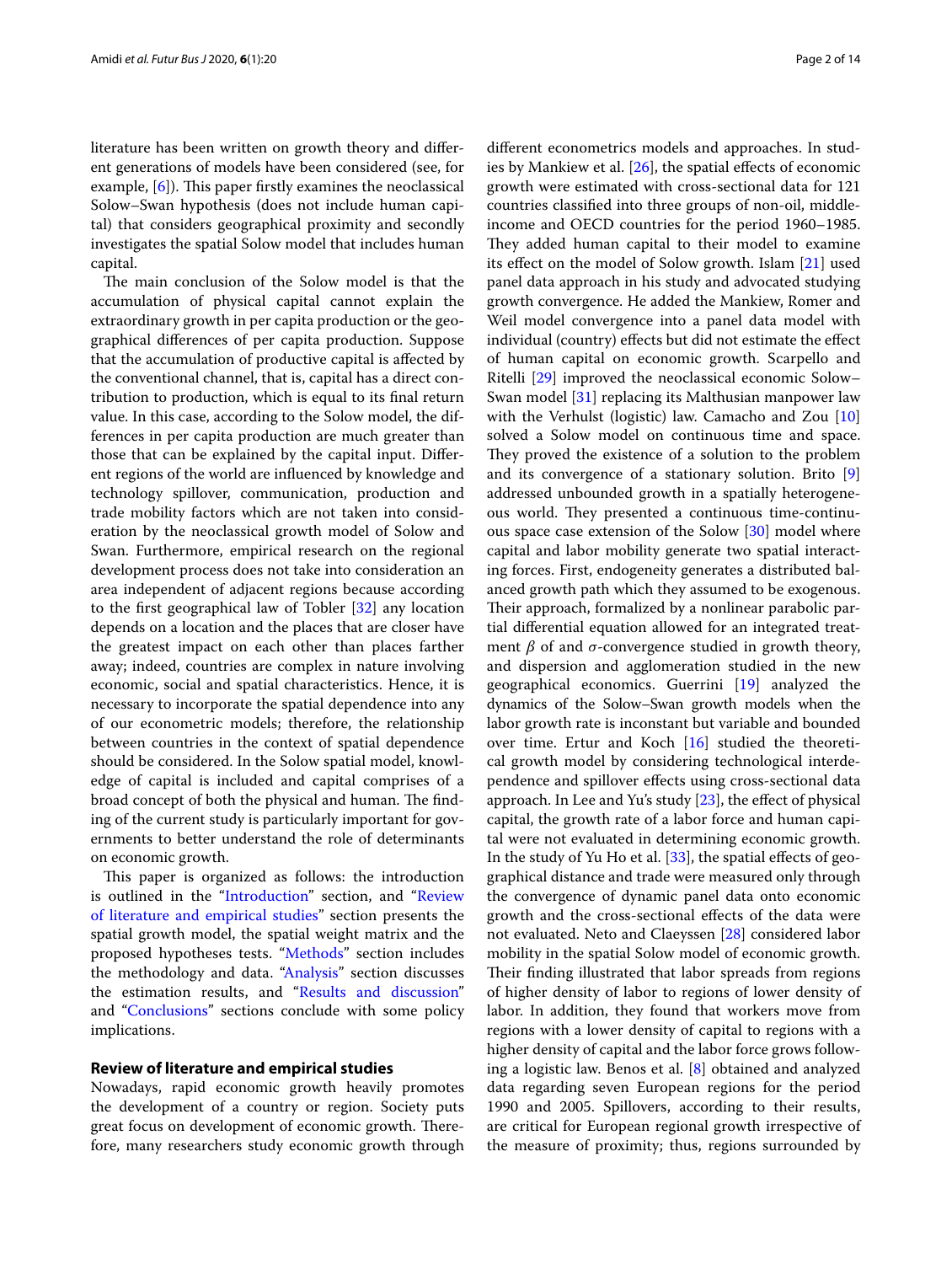literature has been written on growth theory and different generations of models have been considered (see, for example, [6]). This paper firstly examines the neoclassical Solow–Swan hypothesis (does not include human capital) that considers geographical proximity and secondly investigates the spatial Solow model that includes human capital.

The main conclusion of the Solow model is that the accumulation of physical capital cannot explain the extraordinary growth in per capita production or the geographical differences of per capita production. Suppose that the accumulation of productive capital is affected by the conventional channel, that is, capital has a direct contribution to production, which is equal to its final return value. In this case, according to the Solow model, the differences in per capita production are much greater than those that can be explained by the capital input. Different regions of the world are influenced by knowledge and technology spillover, communication, production and trade mobility factors which are not taken into consideration by the neoclassical growth model of Solow and Swan. Furthermore, empirical research on the regional development process does not take into consideration an area independent of adjacent regions because according to the first geographical law of Tobler [32] any location depends on a location and the places that are closer have the greatest impact on each other than places farther away; indeed, countries are complex in nature involving economic, social and spatial characteristics. Hence, it is necessary to incorporate the spatial dependence into any of our econometric models; therefore, the relationship between countries in the context of spatial dependence should be considered. In the Solow spatial model, knowledge of capital is included and capital comprises of a broad concept of both the physical and human. The finding of the current study is particularly important for governments to better understand the role of determinants on economic growth.

This paper is organized as follows: the introduction is outlined in the "Introduction" section, and "Review of literature and empirical studies" section presents the spatial growth model, the spatial weight matrix and the proposed hypotheses tests. "Methods" section includes the methodology and data. "Analysis" section discusses the estimation results, and "Results and discussion" and "Conclusions" sections conclude with some policy implications.

## Review of literature and empirical studies

Nowadays, rapid economic growth heavily promotes the development of a country or region. Society puts great focus on development of economic growth. Therefore, many researchers study economic growth through different econometrics models and approaches. In studies by Mankiew et al. [26], the spatial effects of economic growth were estimated with cross-sectional data for 121 countries classified into three groups of non-oil, middle-income and OECD countries for the period 1960–1985. They added human capital to their model to examine its effect on the model of Solow growth. Islam [21] used panel data approach in his study and advocated studying growth convergence. He added the Mankiew, Romer and Weil model convergence into a panel data model with individual (country) effects but did not estimate the effect of human capital on economic growth. Scarpello and Ritelli [29] improved the neoclassical economic Solow–Swan model [31] replacing its Malthusian manpower law with the Verhulst (logistic) law. Camacho and Zou [10] solved a Solow model on continuous time and space. They proved the existence of a solution to the problem and its convergence of a stationary solution. Brito [9] addressed unbounded growth in a spatially heterogeneous world. They presented a continuous time-continuous space case extension of the Solow [30] model where capital and labor mobility generate two spatial interacting forces. First, endogeneity generates a distributed balanced growth path which they assumed to be exogenous. Their approach, formalized by a nonlinear parabolic partial differential equation allowed for an integrated treatment $\beta$ of and $\sigma$-convergence studied in growth theory, and dispersion and agglomeration studied in the new geographical economics. Guerrini [19] analyzed the dynamics of the Solow–Swan growth models when the labor growth rate is inconstant but variable and bounded over time. Ertur and Koch [16] studied the theoretical growth model by considering technological interdependence and spillover effects using cross-sectional data approach. In Lee and Yu's study [23], the effect of physical capital, the growth rate of a labor force and human capital were not evaluated in determining economic growth. In the study of Yu Ho et al. [33], the spatial effects of geographical distance and trade were measured only through the convergence of dynamic panel data onto economic growth and the cross-sectional effects of the data were not evaluated. Neto and Claeyssen [28] considered labor mobility in the spatial Solow model of economic growth. Their finding illustrated that labor spreads from regions of higher density of labor to regions of lower density of labor. In addition, they found that workers move from regions with a lower density of capital to regions with a higher density of capital and the labor force grows following a logistic law. Benos et al. [8] obtained and analyzed data regarding seven European regions for the period 1990 and 2005. Spillovers, according to their results, are critical for European regional growth irrespective of the measure of proximity; thus, regions surrounded by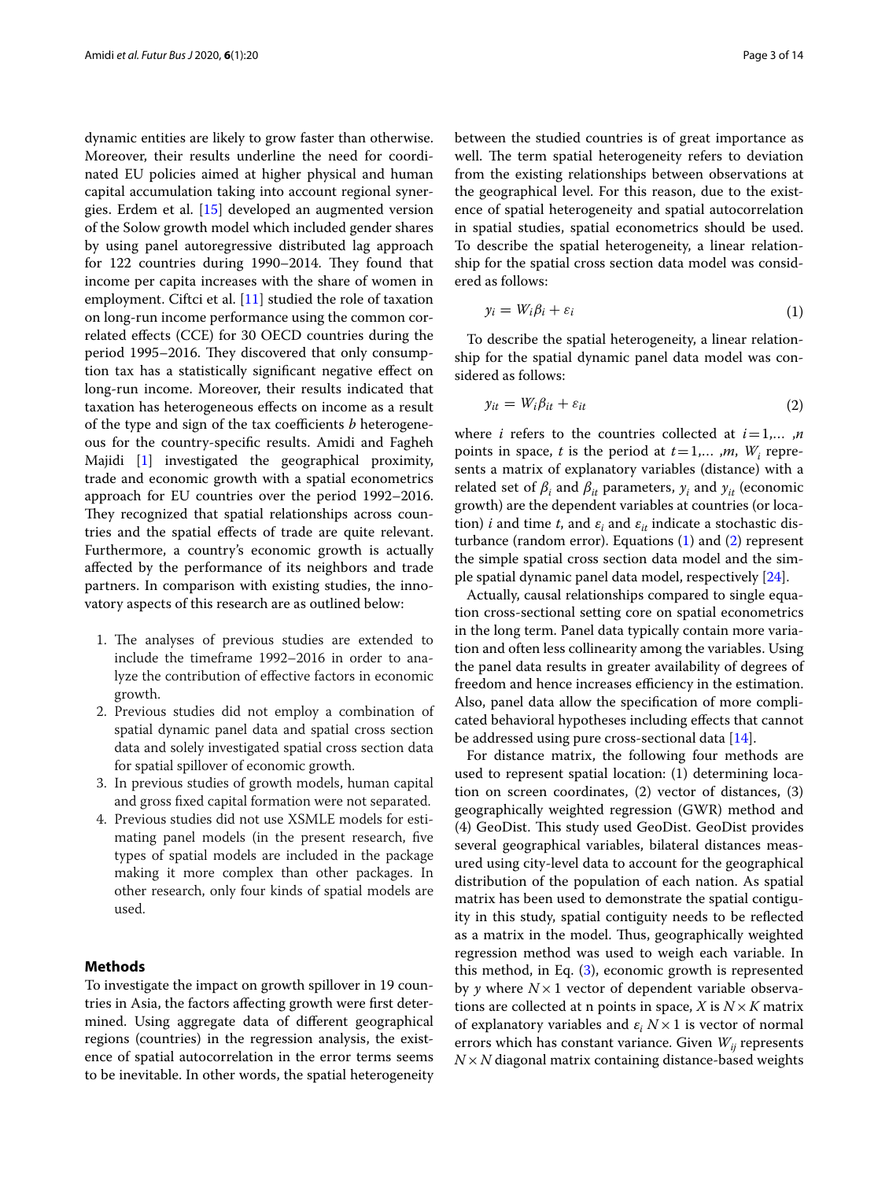dynamic entities are likely to grow faster than otherwise. Moreover, their results underline the need for coordinated EU policies aimed at higher physical and human capital accumulation taking into account regional synergies. Erdem et al. [15] developed an augmented version of the Solow growth model which included gender shares by using panel autoregressive distributed lag approach for 122 countries during 1990–2014. They found that income per capita increases with the share of women in employment. Ciftci et al. [11] studied the role of taxation on long-run income performance using the common correlated effects (CCE) for 30 OECD countries during the period 1995–2016. They discovered that only consumption tax has a statistically significant negative effect on long-run income. Moreover, their results indicated that taxation has heterogeneous effects on income as a result of the type and sign of the tax coefficients *b* heterogeneous for the country-specific results. Amidi and Fagheh Majidi [1] investigated the geographical proximity, trade and economic growth with a spatial econometrics approach for EU countries over the period 1992–2016. They recognized that spatial relationships across countries and the spatial effects of trade are quite relevant. Furthermore, a country's economic growth is actually affected by the performance of its neighbors and trade partners. In comparison with existing studies, the innovatory aspects of this research are as outlined below:

1. The analyses of previous studies are extended to include the timeframe 1992–2016 in order to analyze the contribution of effective factors in economic growth.
2. Previous studies did not employ a combination of spatial dynamic panel data and spatial cross section data and solely investigated spatial cross section data for spatial spillover of economic growth.
3. In previous studies of growth models, human capital and gross fixed capital formation were not separated.
4. Previous studies did not use XSMLE models for estimating panel models (in the present research, five types of spatial models are included in the package making it more complex than other packages. In other research, only four kinds of spatial models are used.

## Methods

To investigate the impact on growth spillover in 19 countries in Asia, the factors affecting growth were first determined. Using aggregate data of different geographical regions (countries) in the regression analysis, the existence of spatial autocorrelation in the error terms seems to be inevitable. In other words, the spatial heterogeneity between the studied countries is of great importance as well. The term spatial heterogeneity refers to deviation from the existing relationships between observations at the geographical level. For this reason, due to the existence of spatial heterogeneity and spatial autocorrelation in spatial studies, spatial econometrics should be used. To describe the spatial heterogeneity, a linear relationship for the spatial cross section data model was considered as follows:

$$y_i = W_i\beta_i + \varepsilon_i \tag{1}$$

To describe the spatial heterogeneity, a linear relationship for the spatial dynamic panel data model was considered as follows:

$$y_{it} = W_i\beta_{it} + \varepsilon_{it} \tag{2}$$

where $i$ refers to the countries collected at $i = 1,\ldots,n$ points in space, $t$ is the period at $t = 1,\ldots,m$, $W_i$ represents a matrix of explanatory variables (distance) with a related set of $\beta_i$ and $\beta_{it}$ parameters, $y_i$ and $y_{it}$ (economic growth) are the dependent variables at countries (or location) $i$ and time $t$, and $\varepsilon_i$ and $\varepsilon_{it}$ indicate a stochastic disturbance (random error). Equations (1) and (2) represent the simple spatial cross section data model and the simple spatial dynamic panel data model, respectively [24].

Actually, causal relationships compared to single equation cross-sectional setting core on spatial econometrics in the long term. Panel data typically contain more variation and often less collinearity among the variables. Using the panel data results in greater availability of degrees of freedom and hence increases efficiency in the estimation. Also, panel data allow the specification of more complicated behavioral hypotheses including effects that cannot be addressed using pure cross-sectional data [14].

For distance matrix, the following four methods are used to represent spatial location: (1) determining location on screen coordinates, (2) vector of distances, (3) geographically weighted regression (GWR) method and (4) GeoDist. This study used GeoDist. GeoDist provides several geographical variables, bilateral distances measured using city-level data to account for the geographical distribution of the population of each nation. As spatial matrix has been used to demonstrate the spatial contiguity in this study, spatial contiguity needs to be reflected as a matrix in the model. Thus, geographically weighted regression method was used to weigh each variable. In this method, in Eq. (3), economic growth is represented by $y$ where $N \times 1$ vector of dependent variable observations are collected at n points in space, $X$ is $N \times K$ matrix of explanatory variables and $\varepsilon_i$ $N \times 1$ is vector of normal errors which has constant variance. Given $W_{ij}$ represents $N \times N$ diagonal matrix containing distance-based weights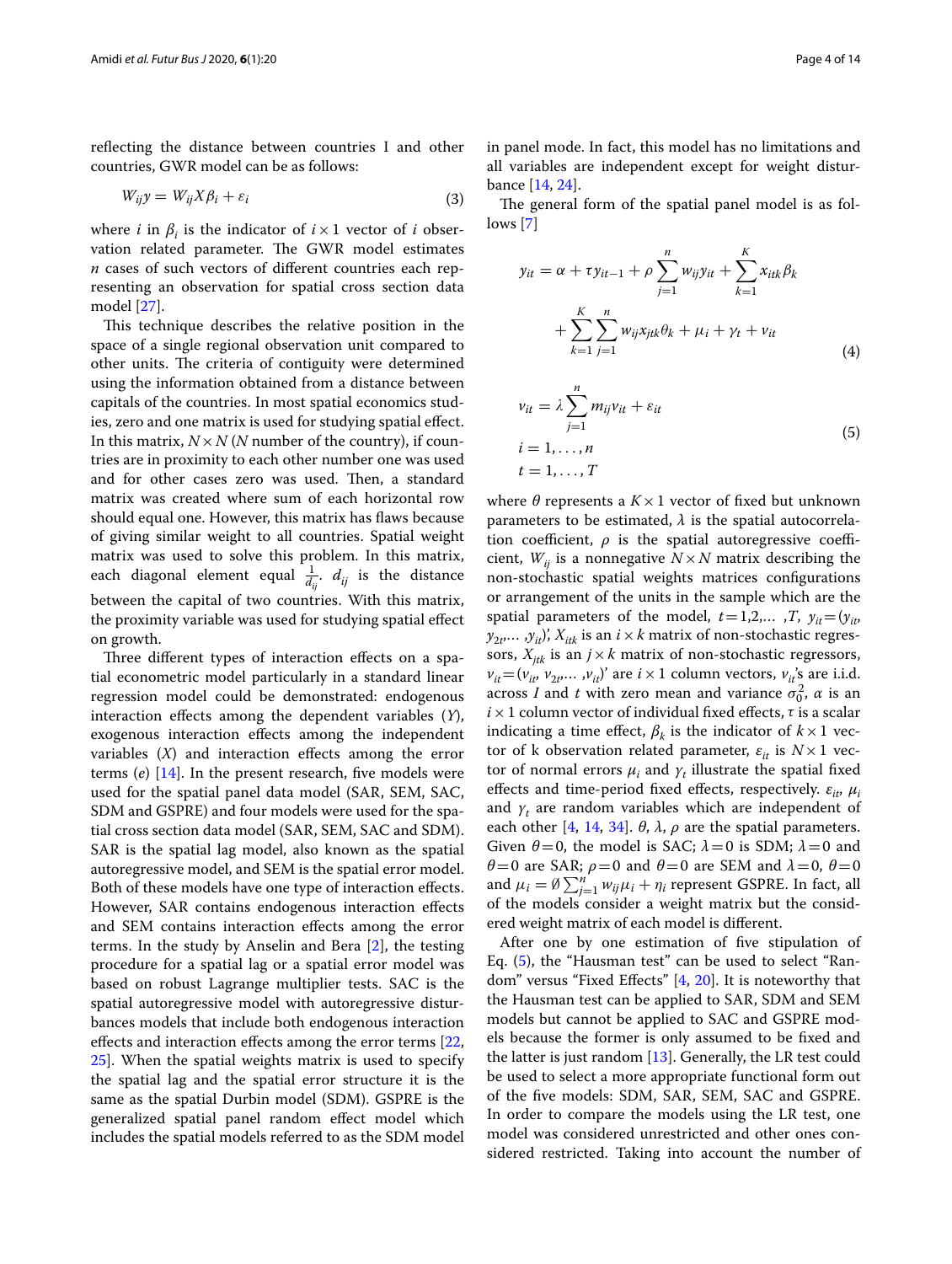reflecting the distance between countries I and other countries, GWR model can be as follows:

$$W_{ij}y = W_{ij}X\beta_i + \varepsilon_i \tag{3}$$

where $i$ in $\beta_i$ is the indicator of $i \times 1$ vector of $i$ observation related parameter. The GWR model estimates $n$ cases of such vectors of different countries each representing an observation for spatial cross section data model [27].

This technique describes the relative position in the space of a single regional observation unit compared to other units. The criteria of contiguity were determined using the information obtained from a distance between capitals of the countries. In most spatial economics studies, zero and one matrix is used for studying spatial effect. In this matrix, $N \times N$ ($N$ number of the country), if countries are in proximity to each other number one was used and for other cases zero was used. Then, a standard matrix was created where sum of each horizontal row should equal one. However, this matrix has flaws because of giving similar weight to all countries. Spatial weight matrix was used to solve this problem. In this matrix, each diagonal element equal $\frac{1}{d_{ij}}$. $d_{ij}$ is the distance between the capital of two countries. With this matrix, the proximity variable was used for studying spatial effect on growth.

Three different types of interaction effects on a spatial econometric model particularly in a standard linear regression model could be demonstrated: endogenous interaction effects among the dependent variables ($Y$), exogenous interaction effects among the independent variables ($X$) and interaction effects among the error terms ($e$) [14]. In the present research, five models were used for the spatial panel data model (SAR, SEM, SAC, SDM and GSPRE) and four models were used for the spatial cross section data model (SAR, SEM, SAC and SDM). SAR is the spatial lag model, also known as the spatial autoregressive model, and SEM is the spatial error model. Both of these models have one type of interaction effects. However, SAR contains endogenous interaction effects and SEM contains interaction effects among the error terms. In the study by Anselin and Bera [2], the testing procedure for a spatial lag or a spatial error model was based on robust Lagrange multiplier tests. SAC is the spatial autoregressive model with autoregressive disturbances models that include both endogenous interaction effects and interaction effects among the error terms [22, 25]. When the spatial weights matrix is used to specify the spatial lag and the spatial error structure it is the same as the spatial Durbin model (SDM). GSPRE is the generalized spatial panel random effect model which includes the spatial models referred to as the SDM model in panel mode. In fact, this model has no limitations and all variables are independent except for weight disturbance [14, 24].

The general form of the spatial panel model is as follows [7]

$$y_{it} = \alpha + \tau y_{it-1} + \rho \sum_{j=1}^{n} w_{ij}y_{it} + \sum_{k=1}^{K} x_{itk}\beta_k + \sum_{k=1}^{K}\sum_{j=1}^{n} w_{ij}x_{jtk}\theta_k + \mu_i + \gamma_t + v_{it} \tag{4}$$

$$\begin{aligned} v_{it} &= \lambda \sum_{j=1}^{n} m_{ij}v_{it} + \varepsilon_{it} \\ i &= 1, \ldots, n \\ t &= 1, \ldots, T \end{aligned} \tag{5}$$

where $\theta$ represents a $K \times 1$ vector of fixed but unknown parameters to be estimated, $\lambda$ is the spatial autocorrelation coefficient, $\rho$ is the spatial autoregressive coefficient, $W_{ij}$ is a nonnegative $N \times N$ matrix describing the non-stochastic spatial weights matrices configurations or arrangement of the units in the sample which are the spatial parameters of the model, $t = 1,2,\ldots ,T$, $y_{it} = (y_{it}, y_{2t},\ldots ,y_{it})'$, $X_{itk}$ is an $i \times k$ matrix of non-stochastic regressors, $X_{jtk}$ is an $j \times k$ matrix of non-stochastic regressors, $v_{it} = (v_{it}, v_{2t},\ldots ,v_{it})'$ are $i \times 1$ column vectors, $v_{it}$'s are i.i.d. across $I$ and $t$ with zero mean and variance $\sigma_0^2$, $\alpha$ is an $i \times 1$ column vector of individual fixed effects, $\tau$ is a scalar indicating a time effect, $\beta_k$ is the indicator of $k \times 1$ vector of k observation related parameter, $\varepsilon_{it}$ is $N \times 1$ vector of normal errors $\mu_i$ and $\gamma_t$ illustrate the spatial fixed effects and time-period fixed effects, respectively. $\varepsilon_{it}$, $\mu_i$ and $\gamma_t$ are random variables which are independent of each other [4, 14, 34]. $\theta$, $\lambda$, $\rho$ are the spatial parameters. Given $\theta = 0$, the model is SAC; $\lambda = 0$ is SDM; $\lambda = 0$ and $\theta = 0$ are SAR; $\rho = 0$ and $\theta = 0$ are SEM and $\lambda = 0$, $\theta = 0$ and $\mu_i = \emptyset \sum_{j=1}^{n} w_{ij}\mu_i + \eta_i$ represent GSPRE. In fact, all of the models consider a weight matrix but the considered weight matrix of each model is different.

After one by one estimation of five stipulation of Eq. (5), the "Hausman test" can be used to select "Random" versus "Fixed Effects" [4, 20]. It is noteworthy that the Hausman test can be applied to SAR, SDM and SEM models but cannot be applied to SAC and GSPRE models because the former is only assumed to be fixed and the latter is just random [13]. Generally, the LR test could be used to select a more appropriate functional form out of the five models: SDM, SAR, SEM, SAC and GSPRE. In order to compare the models using the LR test, one model was considered unrestricted and other ones considered restricted. Taking into account the number of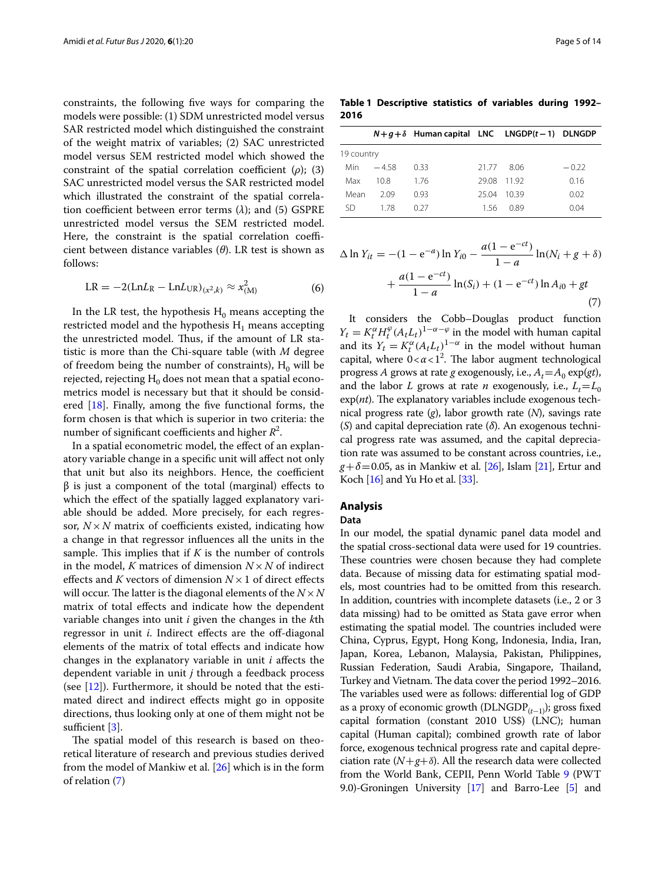constraints, the following five ways for comparing the models were possible: (1) SDM unrestricted model versus SAR restricted model which distinguished the constraint of the weight matrix of variables; (2) SAC unrestricted model versus SEM restricted model which showed the constraint of the spatial correlation coefficient ($\rho$); (3) SAC unrestricted model versus the SAR restricted model which illustrated the constraint of the spatial correlation coefficient between error terms ($\lambda$); and (5) GSPRE unrestricted model versus the SEM restricted model. Here, the constraint is the spatial correlation coefficient between distance variables ($\theta$). LR test is shown as follows:

$$\text{LR} = -2(\text{Ln}L_{\text{R}} - \text{Ln}L_{\text{UR}})_{(x^2,k)} \approx x^2_{(\text{M})} \tag{6}$$

In the LR test, the hypothesis $H_0$ means accepting the restricted model and the hypothesis $H_1$ means accepting the unrestricted model. Thus, if the amount of LR statistic is more than the Chi-square table (with $M$ degree of freedom being the number of constraints), $H_0$ will be rejected, rejecting $H_0$ does not mean that a spatial econometrics model is necessary but that it should be considered [18]. Finally, among the five functional forms, the form chosen is that which is superior in two criteria: the number of significant coefficients and higher $R^2$.

In a spatial econometric model, the effect of an explanatory variable change in a specific unit will affect not only that unit but also its neighbors. Hence, the coefficient β is just a component of the total (marginal) effects to which the effect of the spatially lagged explanatory variable should be added. More precisely, for each regressor, $N \times N$ matrix of coefficients existed, indicating how a change in that regressor influences all the units in the sample. This implies that if $K$ is the number of controls in the model, $K$ matrices of dimension $N \times N$ of indirect effects and $K$ vectors of dimension $N \times 1$ of direct effects will occur. The latter is the diagonal elements of the $N \times N$ matrix of total effects and indicate how the dependent variable changes into unit $i$ given the changes in the $k$th regressor in unit $i$. Indirect effects are the off-diagonal elements of the matrix of total effects and indicate how changes in the explanatory variable in unit $i$ affects the dependent variable in unit $j$ through a feedback process (see [12]). Furthermore, it should be noted that the estimated direct and indirect effects might go in opposite directions, thus looking only at one of them might not be sufficient [3].

The spatial model of this research is based on theoretical literature of research and previous studies derived from the model of Mankiw et al. [26] which is in the form of relation (7)

**Table 1 Descriptive statistics of variables during 1992–2016**

| | $N+g+\delta$ | Human capital | LNC | LNGDP($t-1$) | DLNGDP |
|---|---|---|---|---|---|
| 19 country | | | | | |
| Min | −4.58 | 0.33 | 21.77 | 8.06 | −0.22 |
| Max | 10.8 | 1.76 | 29.08 | 11.92 | 0.16 |
| Mean | 2.09 | 0.93 | 25.04 | 10.39 | 0.02 |
| SD | 1.78 | 0.27 | 1.56 | 0.89 | 0.04 |

$$\Delta \ln Y_{it} = -(1 - e^{-a}) \ln Y_{i0} - \frac{a(1 - e^{-ct})}{1 - a} \ln(N_i + g + \delta) + \frac{a(1 - e^{-ct})}{1 - a} \ln(S_i) + (1 - e^{-ct}) \ln A_{i0} + gt \tag{7}$$

It considers the Cobb–Douglas product function $Y_t = K_t^{\alpha} H_t^{\varphi} (A_t L_t)^{1-\alpha-\varphi}$ in the model with human capital and its $Y_t = K_t^{\alpha} (A_t L_t)^{1-\alpha}$ in the model without human capital, where $0<\alpha<1^2$. The labor augment technological progress $A$ grows at rate $g$ exogenously, i.e., $A_t=A_0 \exp(gt)$, and the labor $L$ grows at rate $n$ exogenously, i.e., $L_t=L_0 \exp(nt)$. The explanatory variables include exogenous technical progress rate ($g$), labor growth rate ($N$), savings rate ($S$) and capital depreciation rate ($\delta$). An exogenous technical progress rate was assumed, and the capital depreciation rate was assumed to be constant across countries, i.e., $g+\delta=0.05$, as in Mankiw et al. [26], Islam [21], Ertur and Koch [16] and Yu Ho et al. [33].

## Analysis

### Data

In our model, the spatial dynamic panel data model and the spatial cross-sectional data were used for 19 countries. These countries were chosen because they had complete data. Because of missing data for estimating spatial models, most countries had to be omitted from this research. In addition, countries with incomplete datasets (i.e., 2 or 3 data missing) had to be omitted as Stata gave error when estimating the spatial model. The countries included were China, Cyprus, Egypt, Hong Kong, Indonesia, India, Iran, Japan, Korea, Lebanon, Malaysia, Pakistan, Philippines, Russian Federation, Saudi Arabia, Singapore, Thailand, Turkey and Vietnam. The data cover the period 1992–2016. The variables used were as follows: differential log of GDP as a proxy of economic growth (DLNGDP$_{(t-1)}$); gross fixed capital formation (constant 2010 US$) (LNC); human capital (Human capital); combined growth rate of labor force, exogenous technical progress rate and capital depreciation rate ($N+g+\delta$). All the research data were collected from the World Bank, CEPII, Penn World Table 9 (PWT 9.0)-Groningen University [17] and Barro-Lee [5] and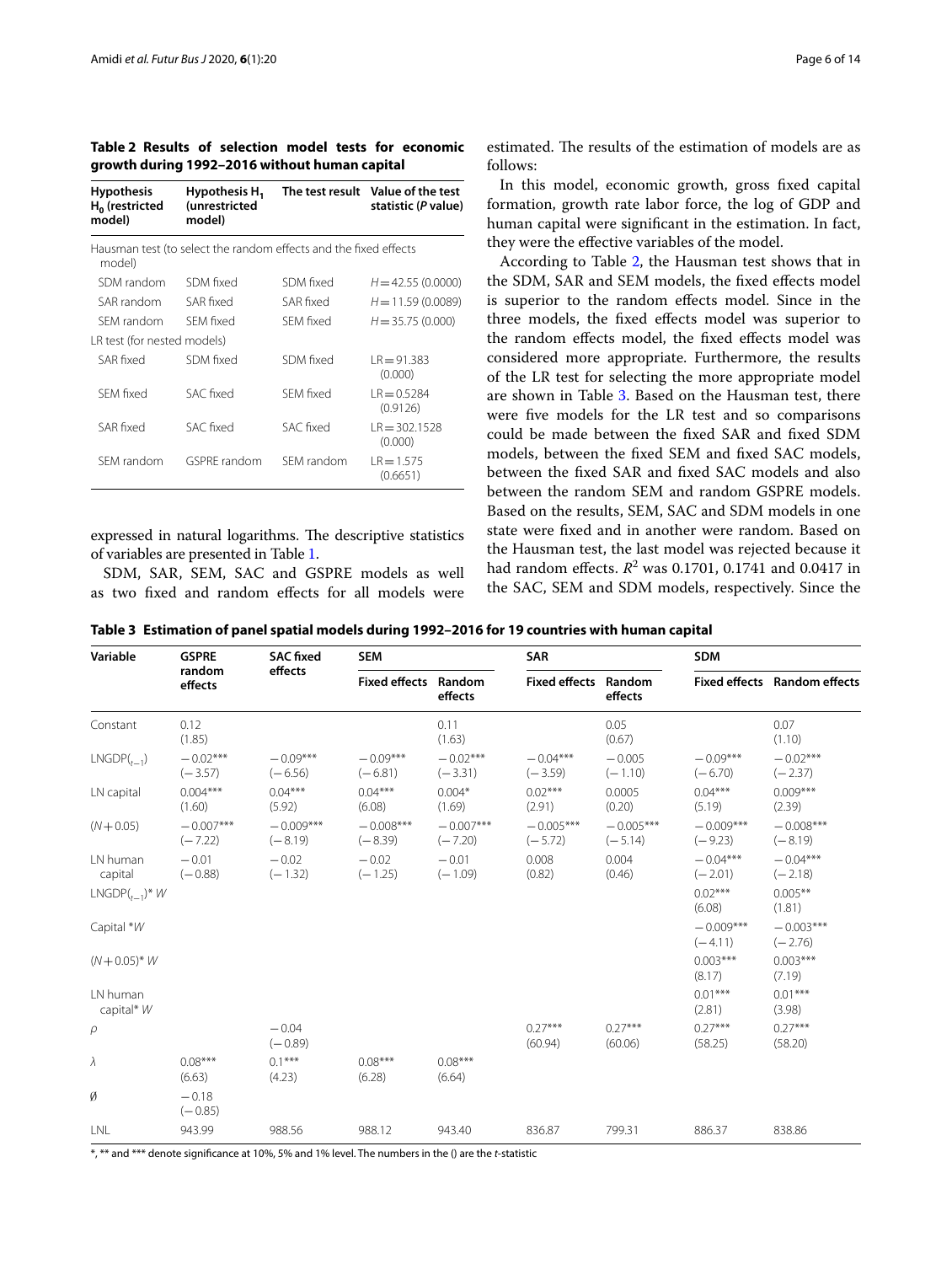**Table 2 Results of selection model tests for economic growth during 1992–2016 without human capital**

| Hypothesis $H_0$ (restricted model) | Hypothesis $H_1$ (unrestricted model) | The test result | Value of the test statistic (*P* value) |
|---|---|---|---|
| Hausman test (to select the random effects and the fixed effects model) | | | |
| SDM random | SDM fixed | SDM fixed | $H = 42.55$ (0.0000) |
| SAR random | SAR fixed | SAR fixed | $H = 11.59$ (0.0089) |
| SEM random | SEM fixed | SEM fixed | $H = 35.75$ (0.000) |
| LR test (for nested models) | | | |
| SAR fixed | SDM fixed | SDM fixed | LR = 91.383 (0.000) |
| SEM fixed | SAC fixed | SEM fixed | LR = 0.5284 (0.9126) |
| SAR fixed | SAC fixed | SAC fixed | LR = 302.1528 (0.000) |
| SEM random | GSPRE random | SEM random | LR = 1.575 (0.6651) |

expressed in natural logarithms. The descriptive statistics of variables are presented in Table 1.

SDM, SAR, SEM, SAC and GSPRE models as well as two fixed and random effects for all models were estimated. The results of the estimation of models are as follows:

In this model, economic growth, gross fixed capital formation, growth rate labor force, the log of GDP and human capital were significant in the estimation. In fact, they were the effective variables of the model.

According to Table 2, the Hausman test shows that in the SDM, SAR and SEM models, the fixed effects model is superior to the random effects model. Since in the three models, the fixed effects model was superior to the random effects model, the fixed effects model was considered more appropriate. Furthermore, the results of the LR test for selecting the more appropriate model are shown in Table 3. Based on the Hausman test, there were five models for the LR test and so comparisons could be made between the fixed SAR and fixed SDM models, between the fixed SEM and fixed SAC models, between the fixed SAR and fixed SAC models and also between the random SEM and random GSPRE models. Based on the results, SEM, SAC and SDM models in one state were fixed and in another were random. Based on the Hausman test, the last model was rejected because it had random effects. $R^2$ was 0.1701, 0.1741 and 0.0417 in the SAC, SEM and SDM models, respectively. Since the

**Table 3 Estimation of panel spatial models during 1992–2016 for 19 countries with human capital**

| Variable | GSPRE random effects | SAC fixed effects | SEM | | SAR | | SDM | |
|---|---|---|---|---|---|---|---|---|
| | | | Fixed effects | Random effects | Fixed effects | Random effects | Fixed effects | Random effects |
| Constant | 0.12 (1.85) | | | 0.11 (1.63) | | 0.05 (0.67) | | 0.07 (1.10) |
| $\text{LNGDP}_{(t-1)}$ | −0.02*** (−3.57) | −0.09*** (−6.56) | −0.09*** (−6.81) | −0.02*** (−3.31) | −0.04*** (−3.59) | −0.005 (−1.10) | −0.09*** (−6.70) | −0.02*** (−2.37) |
| LN capital | 0.004*** (1.60) | 0.04*** (5.92) | 0.04*** (6.08) | 0.004* (1.69) | 0.02*** (2.91) | 0.0005 (0.20) | 0.04*** (5.19) | 0.009*** (2.39) |
| $(N+0.05)$ | −0.007*** (−7.22) | −0.009*** (−8.19) | −0.008*** (−8.39) | −0.007*** (−7.20) | −0.005*** (−5.72) | −0.005*** (−5.14) | −0.009*** (−9.23) | −0.008*** (−8.19) |
| LN human capital | −0.01 (−0.88) | −0.02 (−1.32) | −0.02 (−1.25) | −0.01 (−1.09) | 0.008 (0.82) | 0.004 (0.46) | −0.04*** (−2.01) | −0.04*** (−2.18) |
| $\text{LNGDP}_{(t-1)}$* $W$ | | | | | | | 0.02*** (6.08) | 0.005** (1.81) |
| Capital *$W$ | | | | | | | −0.009*** (−4.11) | −0.003*** (−2.76) |
| $(N+0.05)$* $W$ | | | | | | | 0.003*** (8.17) | 0.003*** (7.19) |
| LN human capital* $W$ | | | | | | | 0.01*** (2.81) | 0.01*** (3.98) |
| $\rho$ | | −0.04 (−0.89) | | | 0.27*** (60.94) | 0.27*** (60.06) | 0.27*** (58.25) | 0.27*** (58.20) |
| $\lambda$ | 0.08*** (6.63) | 0.1*** (4.23) | 0.08*** (6.28) | 0.08*** (6.64) | | | | |
| $\emptyset$ | −0.18 (−0.85) | | | | | | | |
| LNL | 943.99 | 988.56 | 988.12 | 943.40 | 836.87 | 799.31 | 886.37 | 838.86 |

*, ** and *** denote significance at 10%, 5% and 1% level. The numbers in the () are the *t*-statistic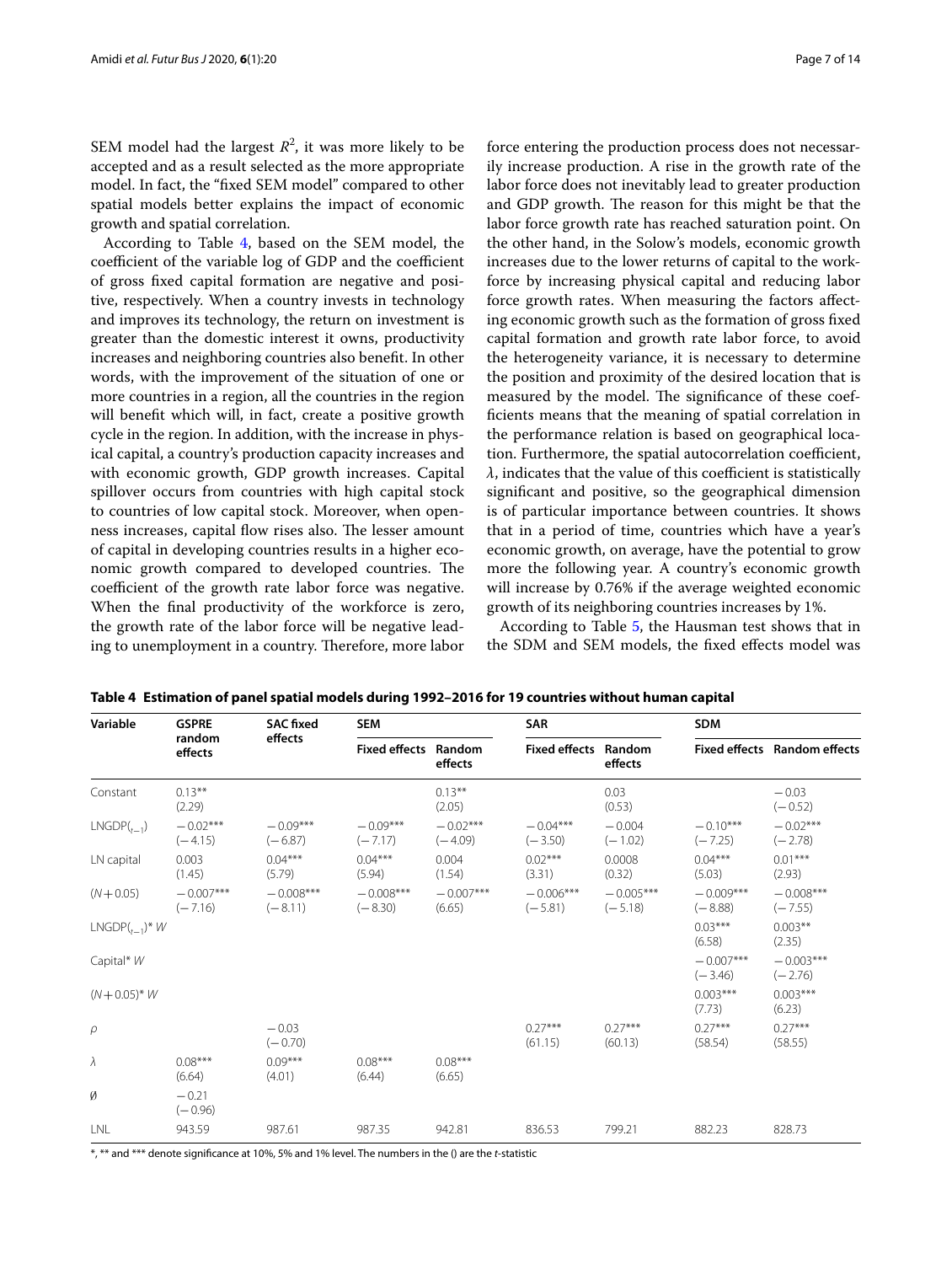SEM model had the largest $R^2$, it was more likely to be accepted and as a result selected as the more appropriate model. In fact, the "fixed SEM model" compared to other spatial models better explains the impact of economic growth and spatial correlation.

According to Table 4, based on the SEM model, the coefficient of the variable log of GDP and the coefficient of gross fixed capital formation are negative and positive, respectively. When a country invests in technology and improves its technology, the return on investment is greater than the domestic interest it owns, productivity increases and neighboring countries also benefit. In other words, with the improvement of the situation of one or more countries in a region, all the countries in the region will benefit which will, in fact, create a positive growth cycle in the region. In addition, with the increase in physical capital, a country's production capacity increases and with economic growth, GDP growth increases. Capital spillover occurs from countries with high capital stock to countries of low capital stock. Moreover, when openness increases, capital flow rises also. The lesser amount of capital in developing countries results in a higher economic growth compared to developed countries. The coefficient of the growth rate labor force was negative. When the final productivity of the workforce is zero, the growth rate of the labor force will be negative leading to unemployment in a country. Therefore, more labor force entering the production process does not necessarily increase production. A rise in the growth rate of the labor force does not inevitably lead to greater production and GDP growth. The reason for this might be that the labor force growth rate has reached saturation point. On the other hand, in the Solow's models, economic growth increases due to the lower returns of capital to the workforce by increasing physical capital and reducing labor force growth rates. When measuring the factors affecting economic growth such as the formation of gross fixed capital formation and growth rate labor force, to avoid the heterogeneity variance, it is necessary to determine the position and proximity of the desired location that is measured by the model. The significance of these coefficients means that the meaning of spatial correlation in the performance relation is based on geographical location. Furthermore, the spatial autocorrelation coefficient, $\lambda$, indicates that the value of this coefficient is statistically significant and positive, so the geographical dimension is of particular importance between countries. It shows that in a period of time, countries which have a year's economic growth, on average, have the potential to grow more the following year. A country's economic growth will increase by 0.76% if the average weighted economic growth of its neighboring countries increases by 1%.

According to Table 5, the Hausman test shows that in the SDM and SEM models, the fixed effects model was

**Table 4 Estimation of panel spatial models during 1992–2016 for 19 countries without human capital**

| Variable | GSPRE random effects | SAC fixed effects | SEM | | SAR | | SDM | |
|---|---|---|---|---|---|---|---|---|
| | | | Fixed effects | Random effects | Fixed effects | Random effects | Fixed effects | Random effects |
| Constant | 0.13** (2.29) | | | 0.13** (2.05) | | 0.03 (0.53) | | −0.03 (−0.52) |
| $LNGDP_{(t-1)}$ | −0.02*** (−4.15) | −0.09*** (−6.87) | −0.09*** (−7.17) | −0.02*** (−4.09) | −0.04*** (−3.50) | −0.004 (−1.02) | −0.10*** (−7.25) | −0.02*** (−2.78) |
| LN capital | 0.003 (1.45) | 0.04*** (5.79) | 0.04*** (5.94) | 0.004 (1.54) | 0.02*** (3.31) | 0.0008 (0.32) | 0.04*** (5.03) | 0.01*** (2.93) |
| $(N+0.05)$ | −0.007*** (−7.16) | −0.008*** (−8.11) | −0.008*** (−8.30) | −0.007*** (6.65) | −0.006*** (−5.81) | −0.005*** (−5.18) | −0.009*** (−8.88) | −0.008*** (−7.55) |
| $LNGDP_{(t-1)}* W$ | | | | | | | 0.03*** (6.58) | 0.003** (2.35) |
| Capital* $W$ | | | | | | | −0.007*** (−3.46) | −0.003*** (−2.76) |
| $(N+0.05)* W$ | | | | | | | 0.003*** (7.73) | 0.003*** (6.23) |
| $\rho$ | | −0.03 (−0.70) | | | 0.27*** (61.15) | 0.27*** (60.13) | 0.27*** (58.54) | 0.27*** (58.55) |
| $\lambda$ | 0.08*** (6.64) | 0.09*** (4.01) | 0.08*** (6.44) | 0.08*** (6.65) | | | | |
| $\emptyset$ | −0.21 (−0.96) | | | | | | | |
| LNL | 943.59 | 987.61 | 987.35 | 942.81 | 836.53 | 799.21 | 882.23 | 828.73 |

*, ** and *** denote significance at 10%, 5% and 1% level. The numbers in the () are the *t*-statistic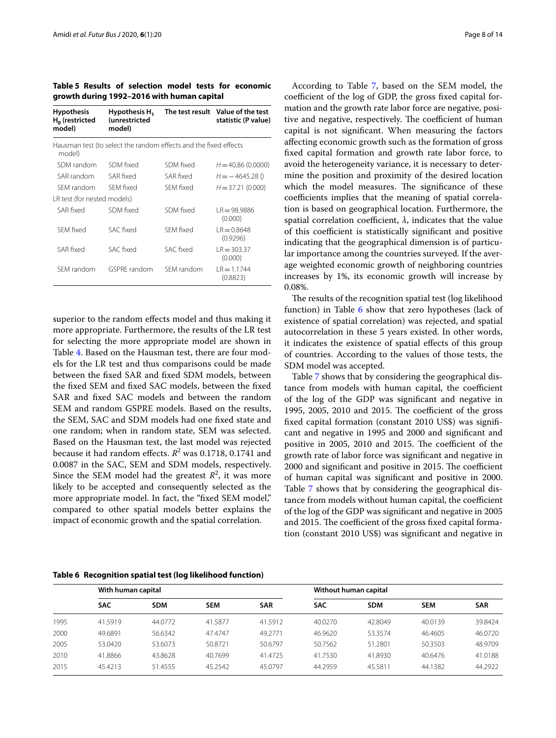**Table 5 Results of selection model tests for economic growth during 1992–2016 with human capital**

| Hypothesis $H_0$ (restricted model) | Hypothesis $H_1$ (unrestricted model) | The test result | Value of the test statistic (P value) |
|---|---|---|---|
| Hausman test (to select the random effects and the fixed effects model) | | | |
| SDM random | SDM fixed | SDM fixed | $H = 40.86$ (0.0000) |
| SAR random | SAR fixed | SAR fixed | $H = -4645.28$ () |
| SEM random | SEM fixed | SEM fixed | $H = 37.21$ (0.000) |
| LR test (for nested models) | | | |
| SAR fixed | SDM fixed | SDM fixed | LR = 98.9886 (0.000) |
| SEM fixed | SAC fixed | SEM fixed | LR = 0.8648 (0.9296) |
| SAR fixed | SAC fixed | SAC fixed | LR = 303.37 (0.000) |
| SEM random | GSPRE random | SEM random | LR = 1.1744 (0.8823) |

superior to the random effects model and thus making it more appropriate. Furthermore, the results of the LR test for selecting the more appropriate model are shown in Table 4. Based on the Hausman test, there are four models for the LR test and thus comparisons could be made between the fixed SAR and fixed SDM models, between the fixed SEM and fixed SAC models, between the fixed SAR and fixed SAC models and between the random SEM and random GSPRE models. Based on the results, the SEM, SAC and SDM models had one fixed state and one random; when in random state, SEM was selected. Based on the Hausman test, the last model was rejected because it had random effects. $R^2$ was 0.1718, 0.1741 and 0.0087 in the SAC, SEM and SDM models, respectively. Since the SEM model had the greatest $R^2$, it was more likely to be accepted and consequently selected as the more appropriate model. In fact, the "fixed SEM model," compared to other spatial models better explains the impact of economic growth and the spatial correlation.

According to Table 7, based on the SEM model, the coefficient of the log of GDP, the gross fixed capital formation and the growth rate labor force are negative, positive and negative, respectively. The coefficient of human capital is not significant. When measuring the factors affecting economic growth such as the formation of gross fixed capital formation and growth rate labor force, to avoid the heterogeneity variance, it is necessary to determine the position and proximity of the desired location which the model measures. The significance of these coefficients implies that the meaning of spatial correlation is based on geographical location. Furthermore, the spatial correlation coefficient, $\lambda$, indicates that the value of this coefficient is statistically significant and positive indicating that the geographical dimension is of particular importance among the countries surveyed. If the average weighted economic growth of neighboring countries increases by 1%, its economic growth will increase by 0.08%.

The results of the recognition spatial test (log likelihood function) in Table 6 show that zero hypotheses (lack of existence of spatial correlation) was rejected, and spatial autocorrelation in these 5 years existed. In other words, it indicates the existence of spatial effects of this group of countries. According to the values of those tests, the SDM model was accepted.

Table 7 shows that by considering the geographical distance from models with human capital, the coefficient of the log of the GDP was significant and negative in 1995, 2005, 2010 and 2015. The coefficient of the gross fixed capital formation (constant 2010 US$) was significant and negative in 1995 and 2000 and significant and positive in 2005, 2010 and 2015. The coefficient of the growth rate of labor force was significant and negative in 2000 and significant and positive in 2015. The coefficient of human capital was significant and positive in 2000. Table 7 shows that by considering the geographical distance from models without human capital, the coefficient of the log of the GDP was significant and negative in 2005 and 2015. The coefficient of the gross fixed capital formation (constant 2010 US$) was significant and negative in

**Table 6 Recognition spatial test (log likelihood function)**

| | With human capital | | | | Without human capital | | | |
|---|---|---|---|---|---|---|---|---|
| | **SAC** | **SDM** | **SEM** | **SAR** | **SAC** | **SDM** | **SEM** | **SAR** |
| 1995 | 41.5919 | 44.0772 | 41.5877 | 41.5912 | 40.0270 | 42.8049 | 40.0139 | 39.8424 |
| 2000 | 49.6891 | 56.6342 | 47.4747 | 49.2771 | 46.9620 | 53.3574 | 46.4605 | 46.0720 |
| 2005 | 53.0420 | 53.6073 | 50.8721 | 50.6797 | 50.7562 | 51.2801 | 50.3503 | 48.9709 |
| 2010 | 41.8866 | 43.8628 | 40.7699 | 41.4725 | 41.7530 | 41.8930 | 40.6476 | 41.0188 |
| 2015 | 45.4213 | 51.4555 | 45.2542 | 45.0797 | 44.2959 | 45.5811 | 44.1382 | 44.2922 |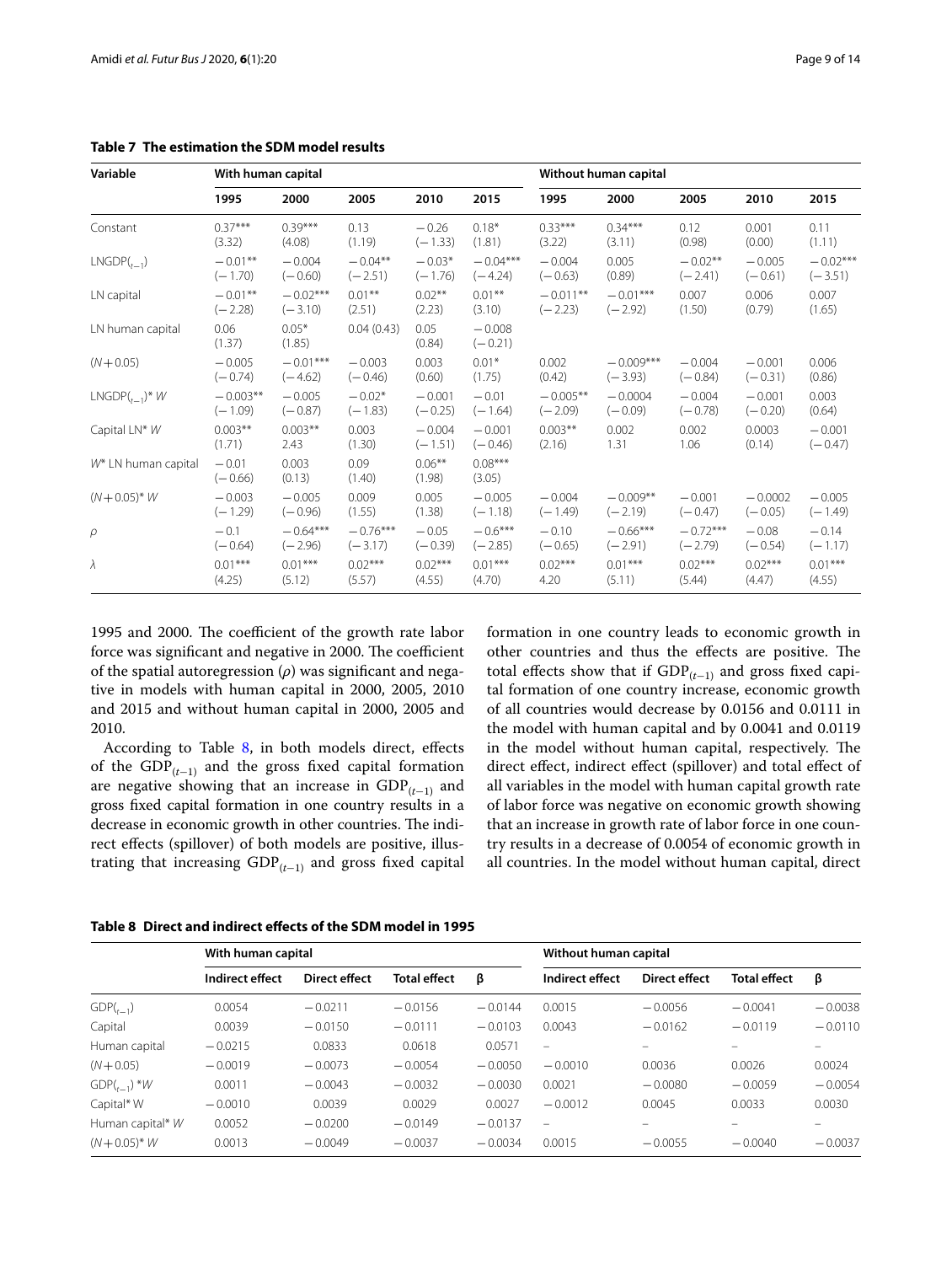**Table 7 The estimation the SDM model results**

| Variable | With human capital | | | | | Without human capital | | | | |
|---|---|---|---|---|---|---|---|---|---|---|
| | 1995 | 2000 | 2005 | 2010 | 2015 | 1995 | 2000 | 2005 | 2010 | 2015 |
| Constant | 0.37*** (3.32) | 0.39*** (4.08) | 0.13 (1.19) | −0.26 (−1.33) | 0.18* (1.81) | 0.33*** (3.22) | 0.34*** (3.11) | 0.12 (0.98) | 0.001 (0.00) | 0.11 (1.11) |
| $\text{LNGDP}(_{t-1})$ | −0.01** (−1.70) | −0.004 (−0.60) | −0.04** (−2.51) | −0.03* (−1.76) | −0.04*** (−4.24) | −0.004 (−0.63) | 0.005 (0.89) | −0.02** (−2.41) | −0.005 (−0.61) | −0.02*** (−3.51) |
| LN capital | −0.01** (−2.28) | −0.02*** (−3.10) | 0.01** (2.51) | 0.02** (2.23) | 0.01** (3.10) | −0.011** (−2.23) | −0.01*** (−2.92) | 0.007 (1.50) | 0.006 (0.79) | 0.007 (1.65) |
| LN human capital | 0.06 (1.37) | 0.05* (1.85) | 0.04 (0.43) | 0.05 (0.84) | −0.008 (−0.21) | | | | | |
| $(N+0.05)$ | −0.005 (−0.74) | −0.01*** (−4.62) | −0.003 (−0.46) | 0.003 (0.60) | 0.01* (1.75) | 0.002 (0.42) | −0.009*** (−3.93) | −0.004 (−0.84) | −0.001 (−0.31) | 0.006 (0.86) |
| $\text{LNGDP}(_{t-1})^* W$ | −0.003** (−1.09) | −0.005 (−0.87) | −0.02* (−1.83) | −0.001 (−0.25) | −0.01 (−1.64) | −0.005** (−2.09) | −0.0004 (−0.09) | −0.004 (−0.78) | −0.001 (−0.20) | 0.003 (0.64) |
| Capital LN* $W$ | 0.003** (1.71) | 0.003** 2.43 | 0.003 (1.30) | −0.004 (−1.51) | −0.001 (−0.46) | 0.003** (2.16) | 0.002 1.31 | 0.002 1.06 | 0.0003 (0.14) | −0.001 (−0.47) |
| $W$* LN human capital | −0.01 (−0.66) | 0.003 (0.13) | 0.09 (1.40) | 0.06** (1.98) | 0.08*** (3.05) | | | | | |
| $(N+0.05)^* W$ | −0.003 (−1.29) | −0.005 (−0.96) | 0.009 (1.55) | 0.005 (1.38) | −0.005 (−1.18) | −0.004 (−1.49) | −0.009** (−2.19) | −0.001 (−0.47) | −0.0002 (−0.05) | −0.005 (−1.49) |
| $\rho$ | −0.1 (−0.64) | −0.64*** (−2.96) | −0.76*** (−3.17) | −0.05 (−0.39) | −0.6*** (−2.85) | −0.10 (−0.65) | −0.66*** (−2.91) | −0.72*** (−2.79) | −0.08 (−0.54) | −0.14 (−1.17) |
| $\lambda$ | 0.01*** (4.25) | 0.01*** (5.12) | 0.02*** (5.57) | 0.02*** (4.55) | 0.01*** (4.70) | 0.02*** 4.20 | 0.01*** (5.11) | 0.02*** (5.44) | 0.02*** (4.47) | 0.01*** (4.55) |

1995 and 2000. The coefficient of the growth rate labor force was significant and negative in 2000. The coefficient of the spatial autoregression ($\rho$) was significant and negative in models with human capital in 2000, 2005, 2010 and 2015 and without human capital in 2000, 2005 and 2010.

According to Table 8, in both models direct, effects of the $\text{GDP}_{(t-1)}$ and the gross fixed capital formation are negative showing that an increase in $\text{GDP}_{(t-1)}$ and gross fixed capital formation in one country results in a decrease in economic growth in other countries. The indirect effects (spillover) of both models are positive, illustrating that increasing $\text{GDP}_{(t-1)}$ and gross fixed capital formation in one country leads to economic growth in other countries and thus the effects are positive. The total effects show that if $\text{GDP}_{(t-1)}$ and gross fixed capital formation of one country increase, economic growth of all countries would decrease by 0.0156 and 0.0111 in the model with human capital and by 0.0041 and 0.0119 in the model without human capital, respectively. The direct effect, indirect effect (spillover) and total effect of all variables in the model with human capital growth rate of labor force was negative on economic growth showing that an increase in growth rate of labor force in one country results in a decrease of 0.0054 of economic growth in all countries. In the model without human capital, direct

**Table 8 Direct and indirect effects of the SDM model in 1995**

| | With human capital | | | | Without human capital | | | |
|---|---|---|---|---|---|---|---|---|
| | Indirect effect | Direct effect | Total effect | β | Indirect effect | Direct effect | Total effect | β |
| $\text{GDP}(_{t-1})$ | 0.0054 | −0.0211 | −0.0156 | −0.0144 | 0.0015 | −0.0056 | −0.0041 | −0.0038 |
| Capital | 0.0039 | −0.0150 | −0.0111 | −0.0103 | 0.0043 | −0.0162 | −0.0119 | −0.0110 |
| Human capital | −0.0215 | 0.0833 | 0.0618 | 0.0571 | – | – | – | – |
| $(N+0.05)$ | −0.0019 | −0.0073 | −0.0054 | −0.0050 | −0.0010 | 0.0036 | 0.0026 | 0.0024 |
| $\text{GDP}(_{t-1})$ *$W$ | 0.0011 | −0.0043 | −0.0032 | −0.0030 | 0.0021 | −0.0080 | −0.0059 | −0.0054 |
| Capital* W | −0.0010 | 0.0039 | 0.0029 | 0.0027 | −0.0012 | 0.0045 | 0.0033 | 0.0030 |
| Human capital* $W$ | 0.0052 | −0.0200 | −0.0149 | −0.0137 | – | – | – | – |
| $(N+0.05)^* W$ | 0.0013 | −0.0049 | −0.0037 | −0.0034 | 0.0015 | −0.0055 | −0.0040 | −0.0037 |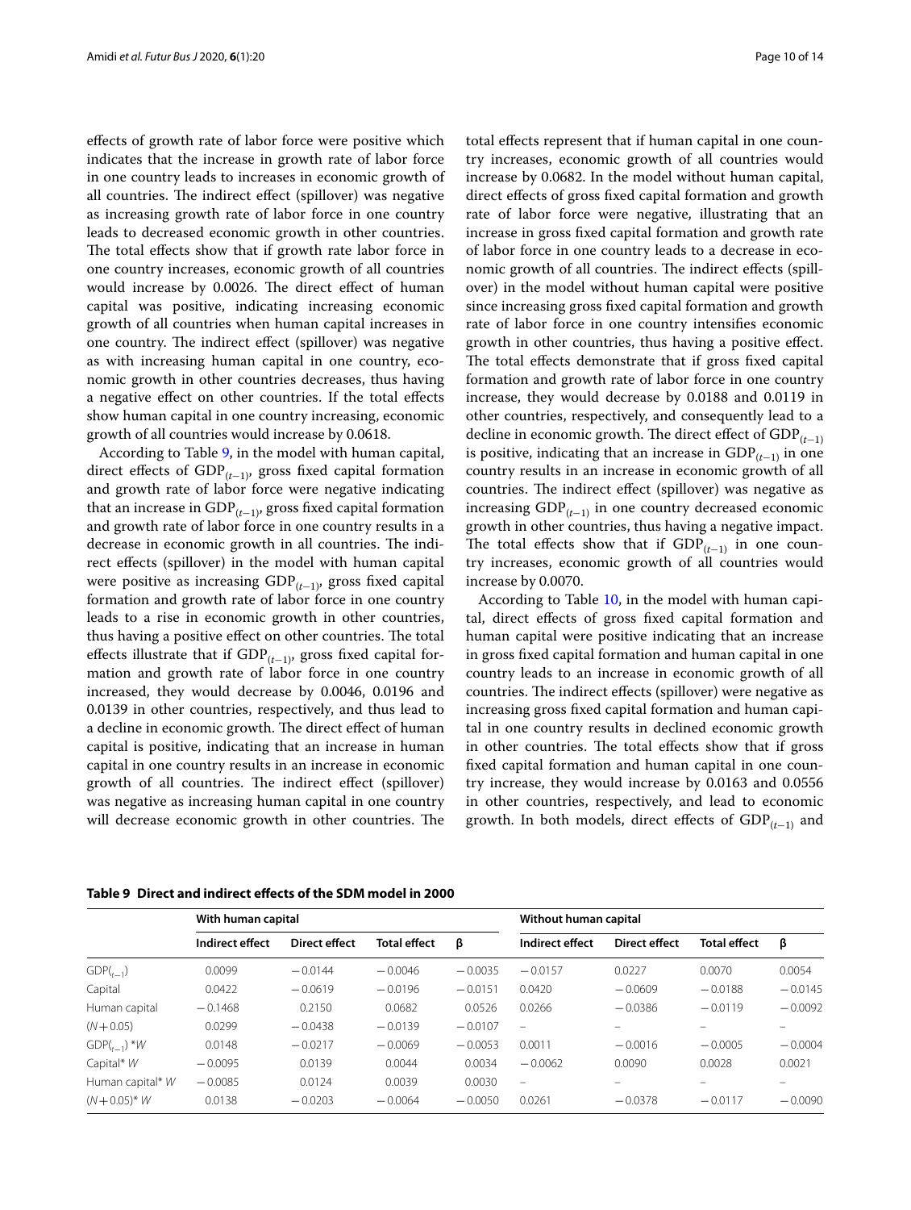effects of growth rate of labor force were positive which indicates that the increase in growth rate of labor force in one country leads to increases in economic growth of all countries. The indirect effect (spillover) was negative as increasing growth rate of labor force in one country leads to decreased economic growth in other countries. The total effects show that if growth rate labor force in one country increases, economic growth of all countries would increase by 0.0026. The direct effect of human capital was positive, indicating increasing economic growth of all countries when human capital increases in one country. The indirect effect (spillover) was negative as with increasing human capital in one country, economic growth in other countries decreases, thus having a negative effect on other countries. If the total effects show human capital in one country increasing, economic growth of all countries would increase by 0.0618.

According to Table 9, in the model with human capital, direct effects of $\mathrm{GDP}_{(t-1)}$, gross fixed capital formation and growth rate of labor force were negative indicating that an increase in $\mathrm{GDP}_{(t-1)}$, gross fixed capital formation and growth rate of labor force in one country results in a decrease in economic growth in all countries. The indirect effects (spillover) in the model with human capital were positive as increasing $\mathrm{GDP}_{(t-1)}$, gross fixed capital formation and growth rate of labor force in one country leads to a rise in economic growth in other countries, thus having a positive effect on other countries. The total effects illustrate that if $\mathrm{GDP}_{(t-1)}$, gross fixed capital formation and growth rate of labor force in one country increased, they would decrease by 0.0046, 0.0196 and 0.0139 in other countries, respectively, and thus lead to a decline in economic growth. The direct effect of human capital is positive, indicating that an increase in human capital in one country results in an increase in economic growth of all countries. The indirect effect (spillover) was negative as increasing human capital in one country will decrease economic growth in other countries. The total effects represent that if human capital in one country increases, economic growth of all countries would increase by 0.0682. In the model without human capital, direct effects of gross fixed capital formation and growth rate of labor force were negative, illustrating that an increase in gross fixed capital formation and growth rate of labor force in one country leads to a decrease in economic growth of all countries. The indirect effects (spillover) in the model without human capital were positive since increasing gross fixed capital formation and growth rate of labor force in one country intensifies economic growth in other countries, thus having a positive effect. The total effects demonstrate that if gross fixed capital formation and growth rate of labor force in one country increase, they would decrease by 0.0188 and 0.0119 in other countries, respectively, and consequently lead to a decline in economic growth. The direct effect of $\mathrm{GDP}_{(t-1)}$ is positive, indicating that an increase in $\mathrm{GDP}_{(t-1)}$ in one country results in an increase in economic growth of all countries. The indirect effect (spillover) was negative as increasing $\mathrm{GDP}_{(t-1)}$ in one country decreased economic growth in other countries, thus having a negative impact. The total effects show that if $\mathrm{GDP}_{(t-1)}$ in one country increases, economic growth of all countries would increase by 0.0070.

According to Table 10, in the model with human capital, direct effects of gross fixed capital formation and human capital were positive indicating that an increase in gross fixed capital formation and human capital in one country leads to an increase in economic growth of all countries. The indirect effects (spillover) were negative as increasing gross fixed capital formation and human capital in one country results in declined economic growth in other countries. The total effects show that if gross fixed capital formation and human capital in one country increase, they would increase by 0.0163 and 0.0556 in other countries, respectively, and lead to economic growth. In both models, direct effects of $\mathrm{GDP}_{(t-1)}$ and

**Table 9 Direct and indirect effects of the SDM model in 2000**

| | With human capital | | | | Without human capital | | | |
|---|---|---|---|---|---|---|---|---|
| | Indirect effect | Direct effect | Total effect | β | Indirect effect | Direct effect | Total effect | β |
| $\mathrm{GDP}_{(t-1)}$ | 0.0099 | −0.0144 | −0.0046 | −0.0035 | −0.0157 | 0.0227 | 0.0070 | 0.0054 |
| Capital | 0.0422 | −0.0619 | −0.0196 | −0.0151 | 0.0420 | −0.0609 | −0.0188 | −0.0145 |
| Human capital | −0.1468 | 0.2150 | 0.0682 | 0.0526 | 0.0266 | −0.0386 | −0.0119 | −0.0092 |
| $(N+0.05)$ | 0.0299 | −0.0438 | −0.0139 | −0.0107 | – | – | – | – |
| $\mathrm{GDP}_{(t-1)}*W$ | 0.0148 | −0.0217 | −0.0069 | −0.0053 | 0.0011 | −0.0016 | −0.0005 | −0.0004 |
| Capital* $W$ | −0.0095 | 0.0139 | 0.0044 | 0.0034 | −0.0062 | 0.0090 | 0.0028 | 0.0021 |
| Human capital* $W$ | −0.0085 | 0.0124 | 0.0039 | 0.0030 | – | – | – | – |
| $(N+0.05)*W$ | 0.0138 | −0.0203 | −0.0064 | −0.0050 | 0.0261 | −0.0378 | −0.0117 | −0.0090 |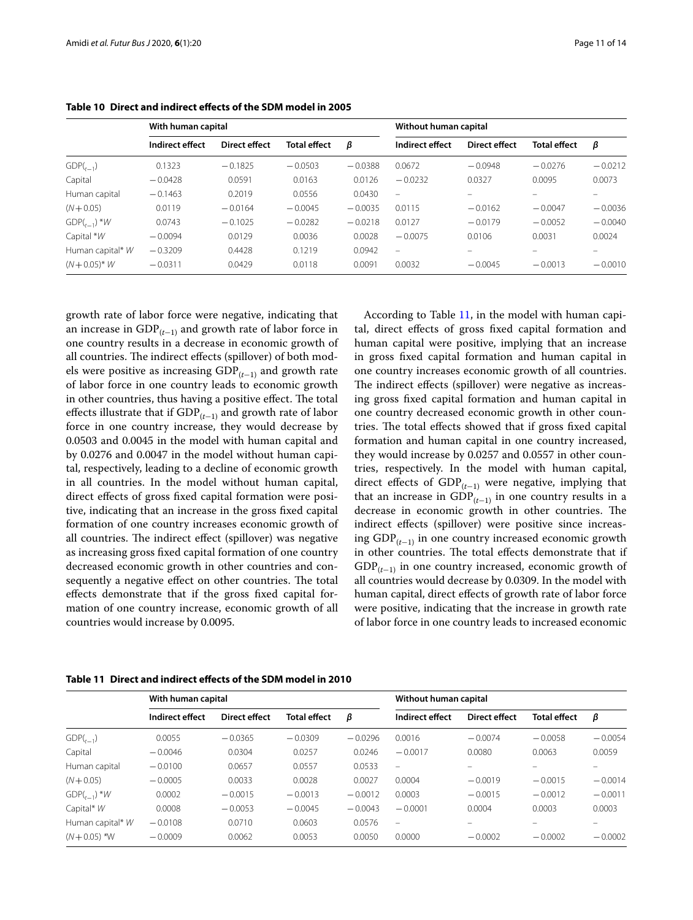**Table 10 Direct and indirect effects of the SDM model in 2005**

| | With human capital | | | | Without human capital | | | |
|---|---|---|---|---|---|---|---|---|
| | Indirect effect | Direct effect | Total effect | $\beta$ | Indirect effect | Direct effect | Total effect | $\beta$ |
| $GDP_{(t-1)}$ | 0.1323 | −0.1825 | −0.0503 | −0.0388 | 0.0672 | −0.0948 | −0.0276 | −0.0212 |
| Capital | −0.0428 | 0.0591 | 0.0163 | 0.0126 | −0.0232 | 0.0327 | 0.0095 | 0.0073 |
| Human capital | −0.1463 | 0.2019 | 0.0556 | 0.0430 | – | – | – | – |
| $(N+0.05)$ | 0.0119 | −0.0164 | −0.0045 | −0.0035 | 0.0115 | −0.0162 | −0.0047 | −0.0036 |
| $GDP_{(t-1)}*W$ | 0.0743 | −0.1025 | −0.0282 | −0.0218 | 0.0127 | −0.0179 | −0.0052 | −0.0040 |
| Capital $*W$ | −0.0094 | 0.0129 | 0.0036 | 0.0028 | −0.0075 | 0.0106 | 0.0031 | 0.0024 |
| Human capital$*W$ | −0.3209 | 0.4428 | 0.1219 | 0.0942 | – | – | – | – |
| $(N+0.05)*W$ | −0.0311 | 0.0429 | 0.0118 | 0.0091 | 0.0032 | −0.0045 | −0.0013 | −0.0010 |

growth rate of labor force were negative, indicating that an increase in $GDP_{(t-1)}$ and growth rate of labor force in one country results in a decrease in economic growth of all countries. The indirect effects (spillover) of both models were positive as increasing $GDP_{(t-1)}$ and growth rate of labor force in one country leads to economic growth in other countries, thus having a positive effect. The total effects illustrate that if $GDP_{(t-1)}$ and growth rate of labor force in one country increase, they would decrease by 0.0503 and 0.0045 in the model with human capital and by 0.0276 and 0.0047 in the model without human capital, respectively, leading to a decline of economic growth in all countries. In the model without human capital, direct effects of gross fixed capital formation were positive, indicating that an increase in the gross fixed capital formation of one country increases economic growth of all countries. The indirect effect (spillover) was negative as increasing gross fixed capital formation of one country decreased economic growth in other countries and consequently a negative effect on other countries. The total effects demonstrate that if the gross fixed capital formation of one country increase, economic growth of all countries would increase by 0.0095.

According to Table 11, in the model with human capital, direct effects of gross fixed capital formation and human capital were positive, implying that an increase in gross fixed capital formation and human capital in one country increases economic growth of all countries. The indirect effects (spillover) were negative as increasing gross fixed capital formation and human capital in one country decreased economic growth in other countries. The total effects showed that if gross fixed capital formation and human capital in one country increased, they would increase by 0.0257 and 0.0557 in other countries, respectively. In the model with human capital, direct effects of $GDP_{(t-1)}$ were negative, implying that that an increase in $GDP_{(t-1)}$ in one country results in a decrease in economic growth in other countries. The indirect effects (spillover) were positive since increasing $GDP_{(t-1)}$ in one country increased economic growth in other countries. The total effects demonstrate that if $GDP_{(t-1)}$ in one country increased, economic growth of all countries would decrease by 0.0309. In the model with human capital, direct effects of growth rate of labor force were positive, indicating that the increase in growth rate of labor force in one country leads to increased economic

**Table 11 Direct and indirect effects of the SDM model in 2010**

| | With human capital | | | | Without human capital | | | |
|---|---|---|---|---|---|---|---|---|
| | Indirect effect | Direct effect | Total effect | $\beta$ | Indirect effect | Direct effect | Total effect | $\beta$ |
| $GDP_{(t-1)}$ | 0.0055 | −0.0365 | −0.0309 | −0.0296 | 0.0016 | −0.0074 | −0.0058 | −0.0054 |
| Capital | −0.0046 | 0.0304 | 0.0257 | 0.0246 | −0.0017 | 0.0080 | 0.0063 | 0.0059 |
| Human capital | −0.0100 | 0.0657 | 0.0557 | 0.0533 | – | – | – | – |
| $(N+0.05)$ | −0.0005 | 0.0033 | 0.0028 | 0.0027 | 0.0004 | −0.0019 | −0.0015 | −0.0014 |
| $GDP_{(t-1)}*W$ | 0.0002 | −0.0015 | −0.0013 | −0.0012 | 0.0003 | −0.0015 | −0.0012 | −0.0011 |
| Capital$*W$ | 0.0008 | −0.0053 | −0.0045 | −0.0043 | −0.0001 | 0.0004 | 0.0003 | 0.0003 |
| Human capital$*W$ | −0.0108 | 0.0710 | 0.0603 | 0.0576 | – | – | – | – |
| $(N+0.05)*W$ | −0.0009 | 0.0062 | 0.0053 | 0.0050 | 0.0000 | −0.0002 | −0.0002 | −0.0002 |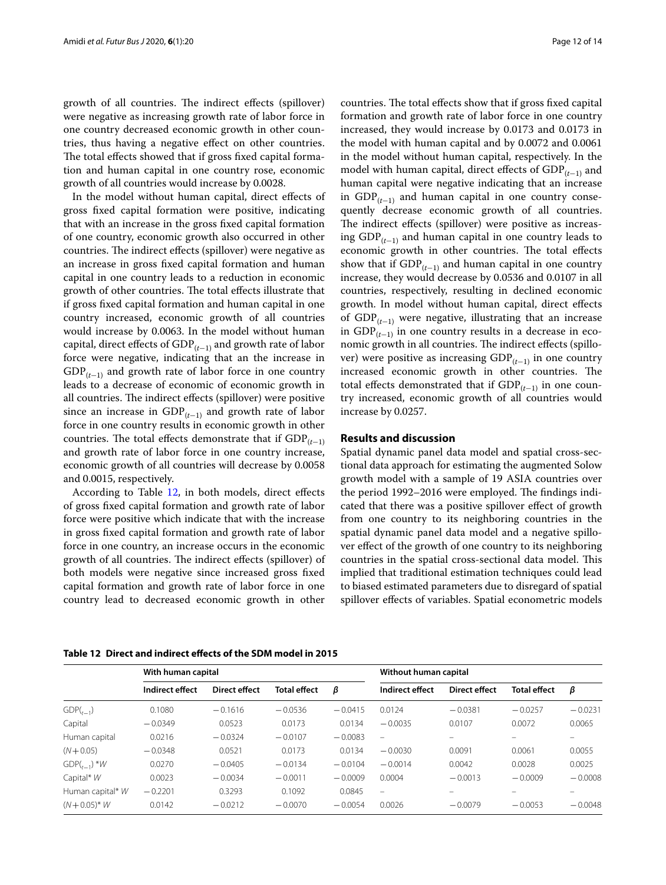growth of all countries. The indirect effects (spillover) were negative as increasing growth rate of labor force in one country decreased economic growth in other countries, thus having a negative effect on other countries. The total effects showed that if gross fixed capital formation and human capital in one country rose, economic growth of all countries would increase by 0.0028.

In the model without human capital, direct effects of gross fixed capital formation were positive, indicating that with an increase in the gross fixed capital formation of one country, economic growth also occurred in other countries. The indirect effects (spillover) were negative as an increase in gross fixed capital formation and human capital in one country leads to a reduction in economic growth of other countries. The total effects illustrate that if gross fixed capital formation and human capital in one country increased, economic growth of all countries would increase by 0.0063. In the model without human capital, direct effects of $\text{GDP}_{(t-1)}$ and growth rate of labor force were negative, indicating that an the increase in $\text{GDP}_{(t-1)}$ and growth rate of labor force in one country leads to a decrease of economic of economic growth in all countries. The indirect effects (spillover) were positive since an increase in $\text{GDP}_{(t-1)}$ and growth rate of labor force in one country results in economic growth in other countries. The total effects demonstrate that if $\text{GDP}_{(t-1)}$ and growth rate of labor force in one country increase, economic growth of all countries will decrease by 0.0058 and 0.0015, respectively.

According to Table 12, in both models, direct effects of gross fixed capital formation and growth rate of labor force were positive which indicate that with the increase in gross fixed capital formation and growth rate of labor force in one country, an increase occurs in the economic growth of all countries. The indirect effects (spillover) of both models were negative since increased gross fixed capital formation and growth rate of labor force in one country lead to decreased economic growth in other countries. The total effects show that if gross fixed capital formation and growth rate of labor force in one country increased, they would increase by 0.0173 and 0.0173 in the model with human capital and by 0.0072 and 0.0061 in the model without human capital, respectively. In the model with human capital, direct effects of $\text{GDP}_{(t-1)}$ and human capital were negative indicating that an increase in $\text{GDP}_{(t-1)}$ and human capital in one country consequently decrease economic growth of all countries. The indirect effects (spillover) were positive as increasing $\text{GDP}_{(t-1)}$ and human capital in one country leads to economic growth in other countries. The total effects show that if $\text{GDP}_{(t-1)}$ and human capital in one country increase, they would decrease by 0.0536 and 0.0107 in all countries, respectively, resulting in declined economic growth. In model without human capital, direct effects of $\text{GDP}_{(t-1)}$ were negative, illustrating that an increase in $\text{GDP}_{(t-1)}$ in one country results in a decrease in economic growth in all countries. The indirect effects (spillover) were positive as increasing $\text{GDP}_{(t-1)}$ in one country increased economic growth in other countries. The total effects demonstrated that if $\text{GDP}_{(t-1)}$ in one country increased, economic growth of all countries would increase by 0.0257.

## Results and discussion

Spatial dynamic panel data model and spatial cross-sectional data approach for estimating the augmented Solow growth model with a sample of 19 ASIA countries over the period 1992–2016 were employed. The findings indicated that there was a positive spillover effect of growth from one country to its neighboring countries in the spatial dynamic panel data model and a negative spillover effect of the growth of one country to its neighboring countries in the spatial cross-sectional data model. This implied that traditional estimation techniques could lead to biased estimated parameters due to disregard of spatial spillover effects of variables. Spatial econometric models

**Table 12 Direct and indirect effects of the SDM model in 2015**

| | With human capital | | | | Without human capital | | | |
|---|---|---|---|---|---|---|---|---|
| | Indirect effect | Direct effect | Total effect | $\beta$ | Indirect effect | Direct effect | Total effect | $\beta$ |
| $\text{GDP}_{(t-1)}$ | 0.1080 | −0.1616 | −0.0536 | −0.0415 | 0.0124 | −0.0381 | −0.0257 | −0.0231 |
| Capital | −0.0349 | 0.0523 | 0.0173 | 0.0134 | −0.0035 | 0.0107 | 0.0072 | 0.0065 |
| Human capital | 0.0216 | −0.0324 | −0.0107 | −0.0083 | – | – | – | – |
| $(N+0.05)$ | −0.0348 | 0.0521 | 0.0173 | 0.0134 | −0.0030 | 0.0091 | 0.0061 | 0.0055 |
| $\text{GDP}_{(t-1)}*W$ | 0.0270 | −0.0405 | −0.0134 | −0.0104 | −0.0014 | 0.0042 | 0.0028 | 0.0025 |
| Capital* $W$ | 0.0023 | −0.0034 | −0.0011 | −0.0009 | 0.0004 | −0.0013 | −0.0009 | −0.0008 |
| Human capital* $W$ | −0.2201 | 0.3293 | 0.1092 | 0.0845 | – | – | – | – |
| $(N+0.05)*W$ | 0.0142 | −0.0212 | −0.0070 | −0.0054 | 0.0026 | −0.0079 | −0.0053 | −0.0048 |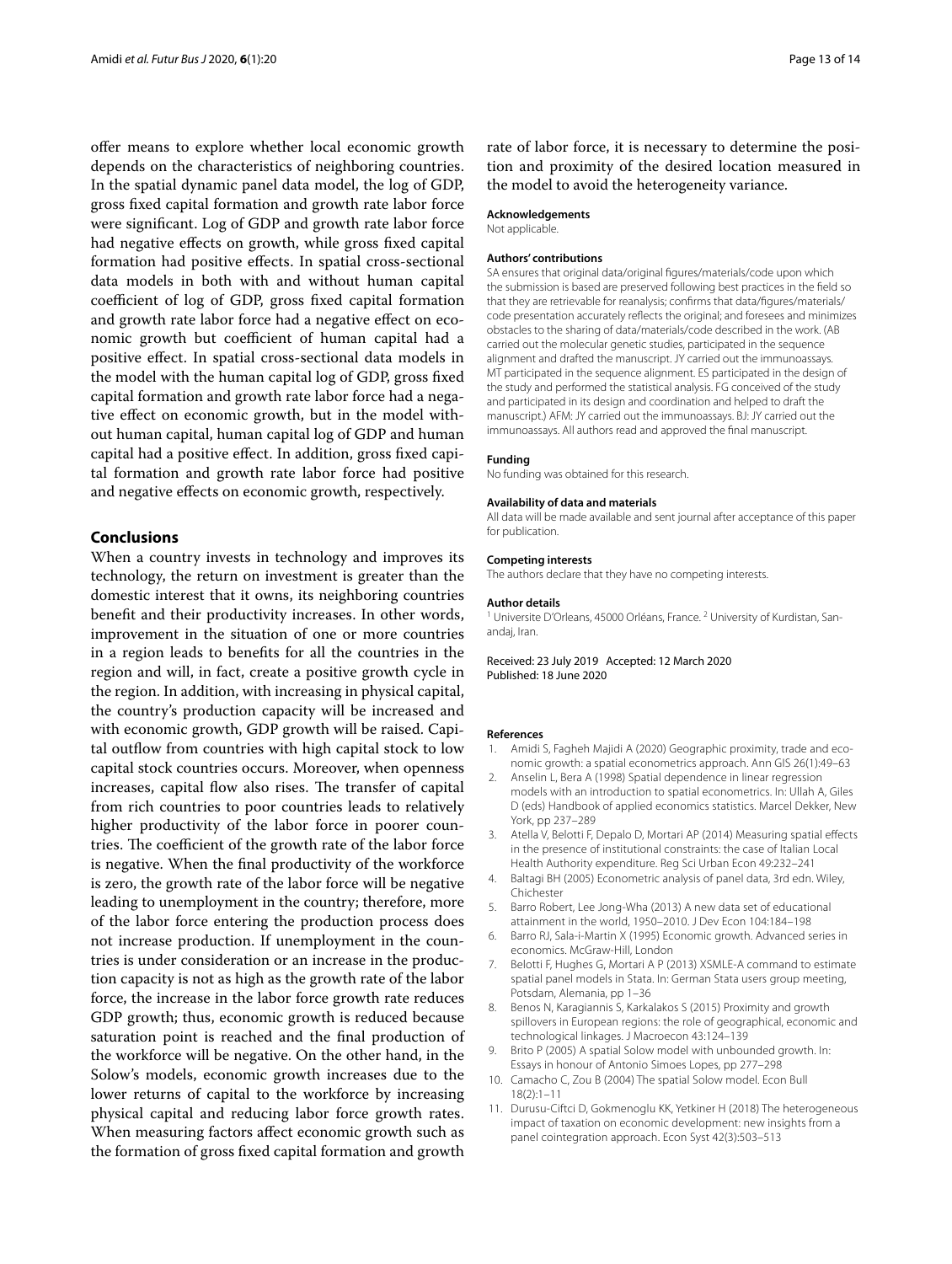offer means to explore whether local economic growth depends on the characteristics of neighboring countries. In the spatial dynamic panel data model, the log of GDP, gross fixed capital formation and growth rate labor force were significant. Log of GDP and growth rate labor force had negative effects on growth, while gross fixed capital formation had positive effects. In spatial cross-sectional data models in both with and without human capital coefficient of log of GDP, gross fixed capital formation and growth rate labor force had a negative effect on economic growth but coefficient of human capital had a positive effect. In spatial cross-sectional data models in the model with the human capital log of GDP, gross fixed capital formation and growth rate labor force had a negative effect on economic growth, but in the model without human capital, human capital log of GDP and human capital had a positive effect. In addition, gross fixed capital formation and growth rate labor force had positive and negative effects on economic growth, respectively.

## Conclusions

When a country invests in technology and improves its technology, the return on investment is greater than the domestic interest that it owns, its neighboring countries benefit and their productivity increases. In other words, improvement in the situation of one or more countries in a region leads to benefits for all the countries in the region and will, in fact, create a positive growth cycle in the region. In addition, with increasing in physical capital, the country's production capacity will be increased and with economic growth, GDP growth will be raised. Capital outflow from countries with high capital stock to low capital stock countries occurs. Moreover, when openness increases, capital flow also rises. The transfer of capital from rich countries to poor countries leads to relatively higher productivity of the labor force in poorer countries. The coefficient of the growth rate of the labor force is negative. When the final productivity of the workforce is zero, the growth rate of the labor force will be negative leading to unemployment in the country; therefore, more of the labor force entering the production process does not increase production. If unemployment in the countries is under consideration or an increase in the production capacity is not as high as the growth rate of the labor force, the increase in the labor force growth rate reduces GDP growth; thus, economic growth is reduced because saturation point is reached and the final production of the workforce will be negative. On the other hand, in the Solow's models, economic growth increases due to the lower returns of capital to the workforce by increasing physical capital and reducing labor force growth rates. When measuring factors affect economic growth such as the formation of gross fixed capital formation and growth rate of labor force, it is necessary to determine the position and proximity of the desired location measured in the model to avoid the heterogeneity variance.

#### Acknowledgements
Not applicable.

#### Authors' contributions
SA ensures that original data/original figures/materials/code upon which the submission is based are preserved following best practices in the field so that they are retrievable for reanalysis; confirms that data/figures/materials/code presentation accurately reflects the original; and foresees and minimizes obstacles to the sharing of data/materials/code described in the work. (AB carried out the molecular genetic studies, participated in the sequence alignment and drafted the manuscript. JY carried out the immunoassays. MT participated in the sequence alignment. ES participated in the design of the study and performed the statistical analysis. FG conceived of the study and participated in its design and coordination and helped to draft the manuscript.) AFM: JY carried out the immunoassays. BJ: JY carried out the immunoassays. All authors read and approved the final manuscript.

#### Funding
No funding was obtained for this research.

#### Availability of data and materials
All data will be made available and sent journal after acceptance of this paper for publication.

#### Competing interests
The authors declare that they have no competing interests.

#### Author details
[1] Universite D'Orleans, 45000 Orléans, France. [2] University of Kurdistan, Sanandaj, Iran.

Received: 23 July 2019 Accepted: 12 March 2020
Published: 18 June 2020

#### References

1. Amidi S, Fagheh Majidi A (2020) Geographic proximity, trade and economic growth: a spatial econometrics approach. Ann GIS 26(1):49–63
2. Anselin L, Bera A (1998) Spatial dependence in linear regression models with an introduction to spatial econometrics. In: Ullah A, Giles D (eds) Handbook of applied economics statistics. Marcel Dekker, New York, pp 237–289
3. Atella V, Belotti F, Depalo D, Mortari AP (2014) Measuring spatial effects in the presence of institutional constraints: the case of Italian Local Health Authority expenditure. Reg Sci Urban Econ 49:232–241
4. Baltagi BH (2005) Econometric analysis of panel data, 3rd edn. Wiley, Chichester
5. Barro Robert, Lee Jong-Wha (2013) A new data set of educational attainment in the world, 1950–2010. J Dev Econ 104:184–198
6. Barro RJ, Sala-i-Martin X (1995) Economic growth. Advanced series in economics. McGraw-Hill, London
7. Belotti F, Hughes G, Mortari A P (2013) XSMLE-A command to estimate spatial panel models in Stata. In: German Stata users group meeting, Potsdam, Alemania, pp 1–36
8. Benos N, Karagiannis S, Karkalakos S (2015) Proximity and growth spillovers in European regions: the role of geographical, economic and technological linkages. J Macroecon 43:124–139
9. Brito P (2005) A spatial Solow model with unbounded growth. In: Essays in honour of Antonio Simoes Lopes, pp 277–298
10. Camacho C, Zou B (2004) The spatial Solow model. Econ Bull 18(2):1–11
11. Durusu-Ciftci D, Gokmenoglu KK, Yetkiner H (2018) The heterogeneous impact of taxation on economic development: new insights from a panel cointegration approach. Econ Syst 42(3):503–513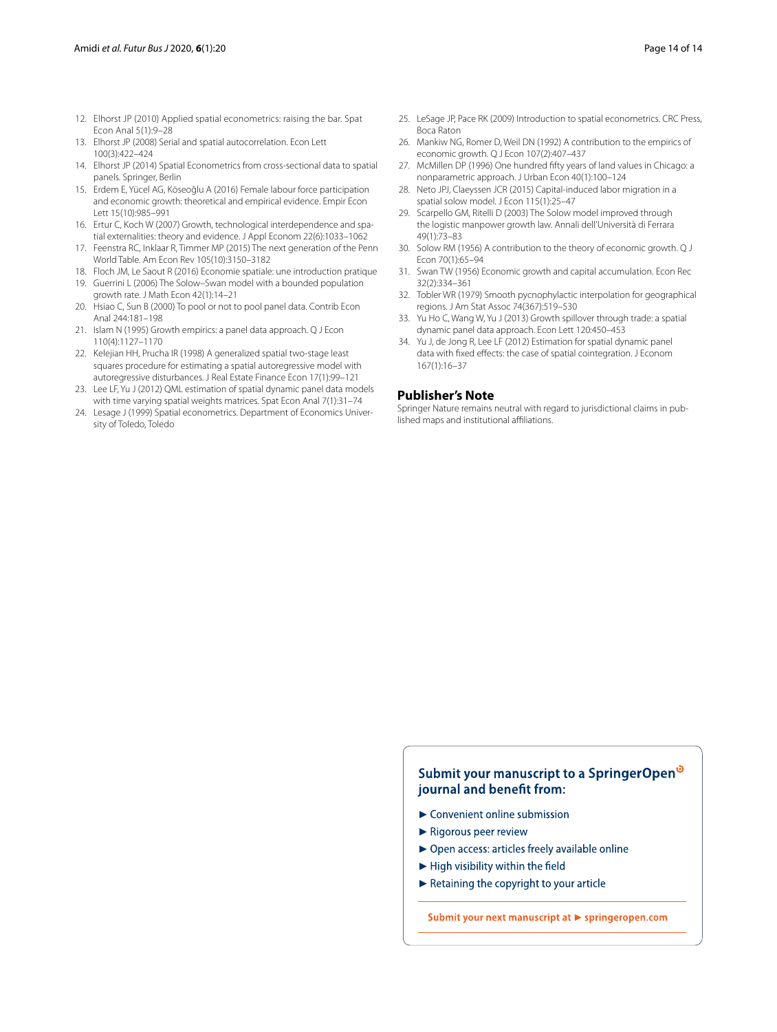12. Elhorst JP (2010) Applied spatial econometrics: raising the bar. Spat Econ Anal 5(1):9–28
13. Elhorst JP (2008) Serial and spatial autocorrelation. Econ Lett 100(3):422–424
14. Elhorst JP (2014) Spatial Econometrics from cross-sectional data to spatial panels. Springer, Berlin
15. Erdem E, Yücel AG, Köseoğlu A (2016) Female labour force participation and economic growth: theoretical and empirical evidence. Empir Econ Lett 15(10):985–991
16. Ertur C, Koch W (2007) Growth, technological interdependence and spatial externalities: theory and evidence. J Appl Econom 22(6):1033–1062
17. Feenstra RC, Inklaar R, Timmer MP (2015) The next generation of the Penn World Table. Am Econ Rev 105(10):3150–3182
18. Floch JM, Le Saout R (2016) Economie spatiale: une introduction pratique
19. Guerrini L (2006) The Solow–Swan model with a bounded population growth rate. J Math Econ 42(1):14–21
20. Hsiao C, Sun B (2000) To pool or not to pool panel data. Contrib Econ Anal 244:181–198
21. Islam N (1995) Growth empirics: a panel data approach. Q J Econ 110(4):1127–1170
22. Kelejian HH, Prucha IR (1998) A generalized spatial two-stage least squares procedure for estimating a spatial autoregressive model with autoregressive disturbances. J Real Estate Finance Econ 17(1):99–121
23. Lee LF, Yu J (2012) QML estimation of spatial dynamic panel data models with time varying spatial weights matrices. Spat Econ Anal 7(1):31–74
24. Lesage J (1999) Spatial econometrics. Department of Economics University of Toledo, Toledo
25. LeSage JP, Pace RK (2009) Introduction to spatial econometrics. CRC Press, Boca Raton
26. Mankiw NG, Romer D, Weil DN (1992) A contribution to the empirics of economic growth. Q J Econ 107(2):407–437
27. McMillen DP (1996) One hundred fifty years of land values in Chicago: a nonparametric approach. J Urban Econ 40(1):100–124
28. Neto JPJ, Claeyssen JCR (2015) Capital-induced labor migration in a spatial solow model. J Econ 115(1):25–47
29. Scarpello GM, Ritelli D (2003) The Solow model improved through the logistic manpower growth law. Annali dell'Università di Ferrara 49(1):73–83
30. Solow RM (1956) A contribution to the theory of economic growth. Q J Econ 70(1):65–94
31. Swan TW (1956) Economic growth and capital accumulation. Econ Rec 32(2):334–361
32. Tobler WR (1979) Smooth pycnophylactic interpolation for geographical regions. J Am Stat Assoc 74(367):519–530
33. Yu Ho C, Wang W, Yu J (2013) Growth spillover through trade: a spatial dynamic panel data approach. Econ Lett 120:450–453
34. Yu J, de Jong R, Lee LF (2012) Estimation for spatial dynamic panel data with fixed effects: the case of spatial cointegration. J Econom 167(1):16–37

## Publisher's Note

Springer Nature remains neutral with regard to jurisdictional claims in published maps and institutional affiliations.

**Submit your manuscript to a SpringerOpen journal and benefit from:**

- ► Convenient online submission
- ► Rigorous peer review
- ► Open access: articles freely available online
- ► High visibility within the field
- ► Retaining the copyright to your article

**Submit your next manuscript at ► springeropen.com**